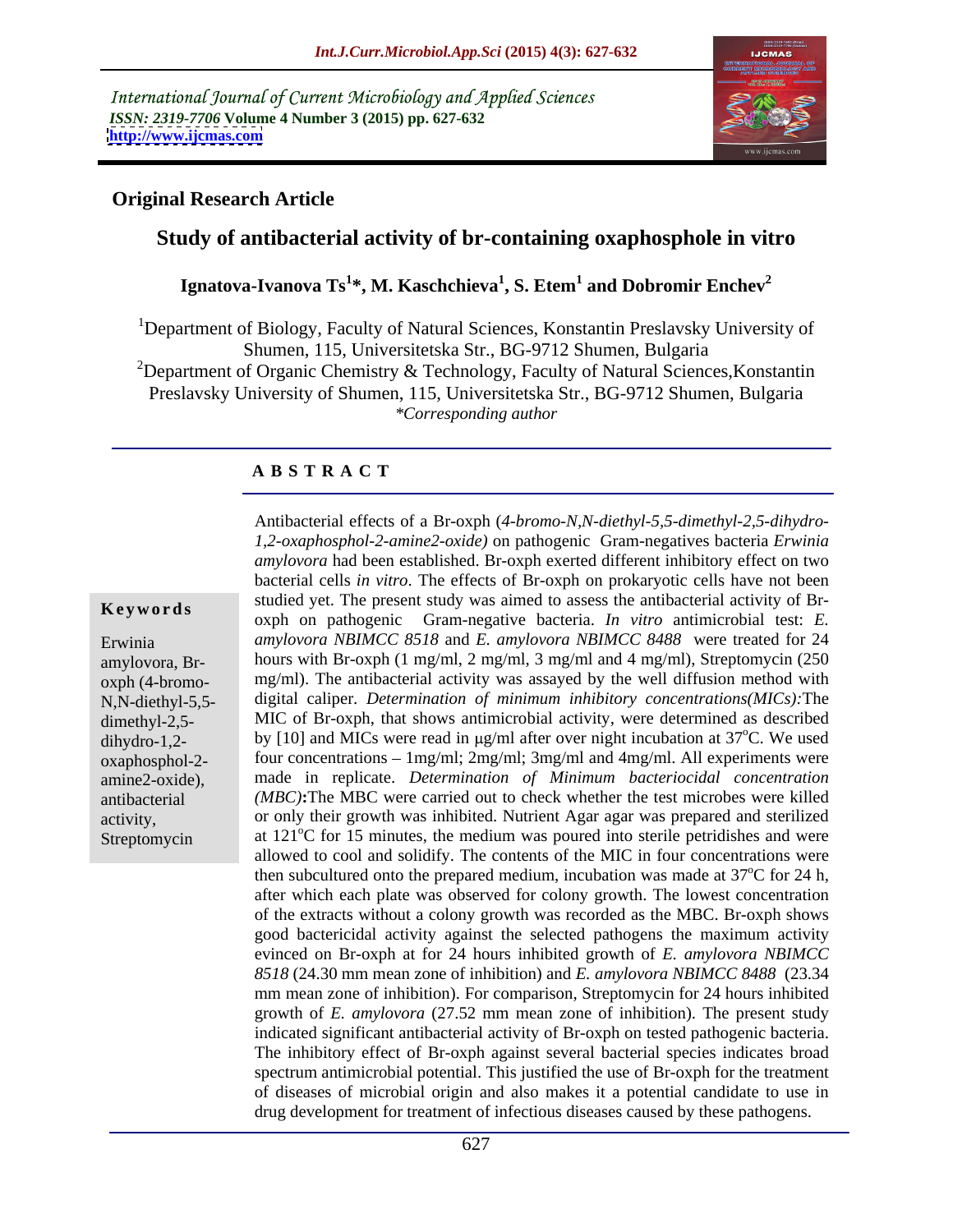International Journal of Current Microbiology and Applied Sciences
*ISSN: 2319-7706* **Volume 4 Number 3 (2015) pp. 627-632**
**http://www.ijcmas.com**

**Original Research Article**

# Study of antibacterial activity of br-containing oxaphosphole in vitro

**Ignatova-Ivanova Ts[1]\*, M. Kaschchieva[1], S. Etem[1] and Dobromir Enchev[2]**

[1]Department of Biology, Faculty of Natural Sciences, Konstantin Preslavsky University of Shumen, 115, Universitetska Str., BG-9712 Shumen, Bulgaria

[2]Department of Organic Chemistry & Technology, Faculty of Natural Sciences, Konstantin Preslavsky University of Shumen, 115, Universitetska Str., BG-9712 Shumen, Bulgaria

*\*Corresponding author*

## A B S T R A C T

**Keywords**

Erwinia amylovora, Br-oxph (4-bromo-N,N-diethyl-5,5-dimethyl-2,5-dihydro-1,2-oxaphosphol-2-amine2-oxide), antibacterial activity, Streptomycin

Antibacterial effects of a Br-oxph (*4-bromo-N,N-diethyl-5,5-dimethyl-2,5-dihydro-1,2-oxaphosphol-2-amine2-oxide)* on pathogenic Gram-negatives bacteria *Erwinia amylovora* had been established. Br-oxph exerted different inhibitory effect on two bacterial cells *in vitro*. The effects of Br-oxph on prokaryotic cells have not been studied yet. The present study was aimed to assess the antibacterial activity of Br-oxph on pathogenic Gram-negative bacteria. *In vitro* antimicrobial test: *E. amylovora NBIMCC 8518* and *E. amylovora NBIMCC 8488* were treated for 24 hours with Br-oxph (1 mg/ml, 2 mg/ml, 3 mg/ml and 4 mg/ml), Streptomycin (250 mg/ml). The antibacterial activity was assayed by the well diffusion method with digital caliper. *Determination of minimum inhibitory concentrations(MICs):*The MIC of Br-oxph, that shows antimicrobial activity, were determined as described by [10] and MICs were read in μg/ml after over night incubation at 37°C. We used four concentrations – 1mg/ml; 2mg/ml; 3mg/ml and 4mg/ml. All experiments were made in replicate. *Determination of Minimum bacteriocidal concentration (MBC)***:**The MBC were carried out to check whether the test microbes were killed or only their growth was inhibited. Nutrient Agar agar was prepared and sterilized at 121°C for 15 minutes, the medium was poured into sterile petridishes and were allowed to cool and solidify. The contents of the MIC in four concentrations were then subcultured onto the prepared medium, incubation was made at 37°C for 24 h, after which each plate was observed for colony growth. The lowest concentration of the extracts without a colony growth was recorded as the MBC. Br-oxph shows good bactericidal activity against the selected pathogens the maximum activity evinced on Br-oxph at for 24 hours inhibited growth of *E. amylovora NBIMCC 8518* (24.30 mm mean zone of inhibition) and *E. amylovora NBIMCC 8488* (23.34 mm mean zone of inhibition). For comparison, Streptomycin for 24 hours inhibited growth of *E. amylovora* (27.52 mm mean zone of inhibition). The present study indicated significant antibacterial activity of Br-oxph on tested pathogenic bacteria. The inhibitory effect of Br-oxph against several bacterial species indicates broad spectrum antimicrobial potential. This justified the use of Br-oxph for the treatment of diseases of microbial origin and also makes it a potential candidate to use in drug development for treatment of infectious diseases caused by these pathogens.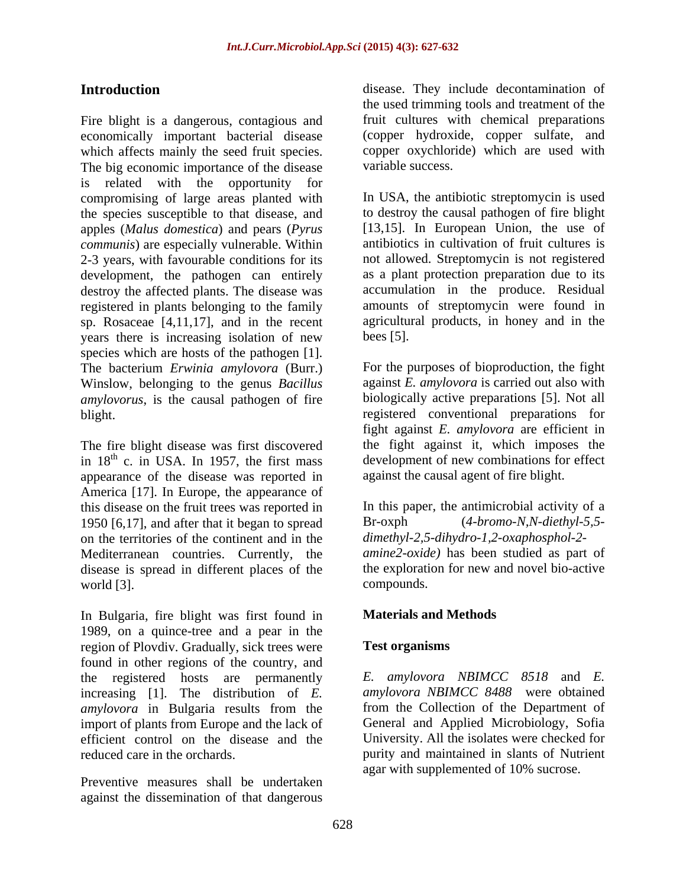## Introduction

Fire blight is a dangerous, contagious and economically important bacterial disease which affects mainly the seed fruit species. The big economic importance of the disease is related with the opportunity for compromising of large areas planted with the species susceptible to that disease, and apples (*Malus domestica*) and pears (*Pyrus communis*) are especially vulnerable. Within 2-3 years, with favourable conditions for its development, the pathogen can entirely destroy the affected plants. The disease was registered in plants belonging to the family sp. Rosaceae [4,11,17], and in the recent years there is increasing isolation of new species which are hosts of the pathogen [1]. The bacterium *Erwinia amylovora* (Burr.) Winslow, belonging to the genus *Bacillus amylovorus*, is the causal pathogen of fire blight.

The fire blight disease was first discovered in 18th c. in USA. In 1957, the first mass appearance of the disease was reported in America [17]. In Europe, the appearance of this disease on the fruit trees was reported in 1950 [6,17], and after that it began to spread on the territories of the continent and in the Mediterranean countries. Currently, the disease is spread in different places of the world [3].

In Bulgaria, fire blight was first found in 1989, on a quince-tree and a pear in the region of Plovdiv. Gradually, sick trees were found in other regions of the country, and the registered hosts are permanently increasing [1]. The distribution of *E. amylovora* in Bulgaria results from the import of plants from Europe and the lack of efficient control on the disease and the reduced care in the orchards.

Preventive measures shall be undertaken against the dissemination of that dangerous disease. They include decontamination of the used trimming tools and treatment of the fruit cultures with chemical preparations (copper hydroxide, copper sulfate, and copper oxychloride) which are used with variable success.

In USA, the antibiotic streptomycin is used to destroy the causal pathogen of fire blight [13,15]. In European Union, the use of antibiotics in cultivation of fruit cultures is not allowed. Streptomycin is not registered as a plant protection preparation due to its accumulation in the produce. Residual amounts of streptomycin were found in agricultural products, in honey and in the bees [5].

For the purposes of bioproduction, the fight against *E. amylovora* is carried out also with biologically active preparations [5]. Not all registered conventional preparations for fight against *E. amylovora* are efficient in the fight against it, which imposes the development of new combinations for effect against the causal agent of fire blight.

In this paper, the antimicrobial activity of a Br-oxph (*4-bromo-N,N-diethyl-5,5-dimethyl-2,5-dihydro-1,2-oxaphosphol-2-amine2-oxide)* has been studied as part of the exploration for new and novel bio-active compounds.

## Materials and Methods

### Test organisms

*E. amylovora NBIMCC 8518* and *E. amylovora NBIMCC 8488* were obtained from the Collection of the Department of General and Applied Microbiology, Sofia University. All the isolates were checked for purity and maintained in slants of Nutrient agar with supplemented of 10% sucrose.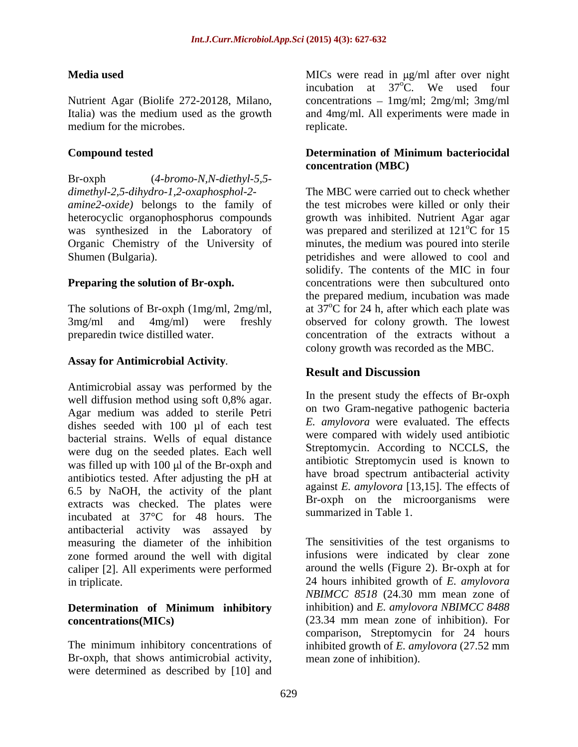### Media used

Nutrient Agar (Biolife 272-20128, Milano, Italia) was the medium used as the growth medium for the microbes.

### Compound tested

Br-oxph (*4-bromo-N,N-diethyl-5,5-dimethyl-2,5-dihydro-1,2-oxaphosphol-2-amine2-oxide)* belongs to the family of heterocyclic organophosphorus compounds was synthesized in the Laboratory of Organic Chemistry of the University of Shumen (Bulgaria).

### Preparing the solution of Br-oxph.

The solutions of Br-oxph (1mg/ml, 2mg/ml, 3mg/ml and 4mg/ml) were freshly preparedin twice distilled water.

### Assay for Antimicrobial Activity.

Antimicrobial assay was performed by the well diffusion method using soft 0,8% agar. Agar medium was added to sterile Petri dishes seeded with 100 μl of each test bacterial strains. Wells of equal distance were dug on the seeded plates. Each well was filled up with 100 μl of the Br-oxph and antibiotics tested. After adjusting the pH at 6.5 by NaOH, the activity of the plant extracts was checked. The plates were incubated at 37°C for 48 hours. The antibacterial activity was assayed by measuring the diameter of the inhibition zone formed around the well with digital caliper [2]. All experiments were performed in triplicate.

### Determination of Minimum inhibitory concentrations(MICs)

The minimum inhibitory concentrations of Br-oxph, that shows antimicrobial activity, were determined as described by [10] and MICs were read in μg/ml after over night incubation at 37$^{o}$C. We used four concentrations – 1mg/ml; 2mg/ml; 3mg/ml and 4mg/ml. All experiments were made in replicate.

### Determination of Minimum bacteriocidal concentration (MBC)

The MBC were carried out to check whether the test microbes were killed or only their growth was inhibited. Nutrient Agar agar was prepared and sterilized at 121$^{o}$C for 15 minutes, the medium was poured into sterile petridishes and were allowed to cool and solidify. The contents of the MIC in four concentrations were then subcultured onto the prepared medium, incubation was made at 37$^{o}$C for 24 h, after which each plate was observed for colony growth. The lowest concentration of the extracts without a colony growth was recorded as the MBC.

## Result and Discussion

In the present study the effects of Br-oxph on two Gram-negative pathogenic bacteria *E. amylovora* were evaluated. The effects were compared with widely used antibiotic Streptomycin. According to NCCLS, the antibiotic Streptomycin used is known to have broad spectrum antibacterial activity against *E. amylovora* [13,15]. The effects of Br-oxph on the microorganisms were summarized in Table 1.

The sensitivities of the test organisms to infusions were indicated by clear zone around the wells (Figure 2). Br-oxph at for 24 hours inhibited growth of *E. amylovora NBIMCC 8518* (24.30 mm mean zone of inhibition) and *E. amylovora NBIMCC 8488* (23.34 mm mean zone of inhibition). For comparison, Streptomycin for 24 hours inhibited growth of *E. amylovora* (27.52 mm mean zone of inhibition).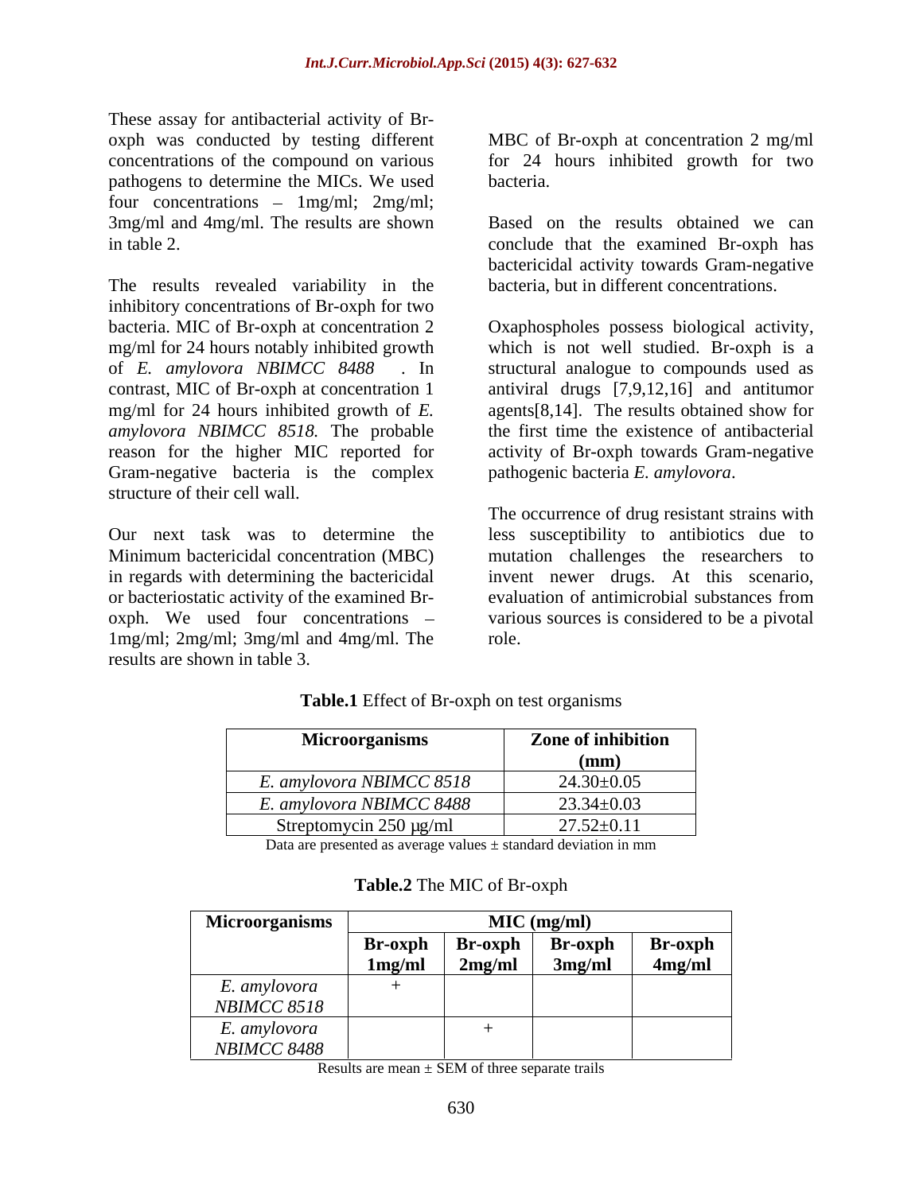These assay for antibacterial activity of Br-oxph was conducted by testing different concentrations of the compound on various pathogens to determine the MICs. We used four concentrations – 1mg/ml; 2mg/ml; 3mg/ml and 4mg/ml. The results are shown in table 2.

The results revealed variability in the inhibitory concentrations of Br-oxph for two bacteria. MIC of Br-oxph at concentration 2 mg/ml for 24 hours notably inhibited growth of *E. amylovora NBIMCC 8488* . In contrast, MIC of Br-oxph at concentration 1 mg/ml for 24 hours inhibited growth of *E. amylovora NBIMCC 8518.* The probable reason for the higher MIC reported for Gram-negative bacteria is the complex structure of their cell wall.

Our next task was to determine the Minimum bactericidal concentration (MBC) in regards with determining the bactericidal or bacteriostatic activity of the examined Br-oxph. We used four concentrations – 1mg/ml; 2mg/ml; 3mg/ml and 4mg/ml. The results are shown in table 3.

MBC of Br-oxph at concentration 2 mg/ml for 24 hours inhibited growth for two bacteria.

Based on the results obtained we can conclude that the examined Br-oxph has bactericidal activity towards Gram-negative bacteria, but in different concentrations.

Oxaphospholes possess biological activity, which is not well studied. Br-oxph is a structural analogue to compounds used as antiviral drugs [7,9,12,16] and antitumor agents[8,14]. The results obtained show for the first time the existence of antibacterial activity of Br-oxph towards Gram-negative pathogenic bacteria *E. amylovora*.

The occurrence of drug resistant strains with less susceptibility to antibiotics due to mutation challenges the researchers to invent newer drugs. At this scenario, evaluation of antimicrobial substances from various sources is considered to be a pivotal role.

**Table.1** Effect of Br-oxph on test organisms

| Microorganisms | Zone of inhibition (mm) |
|---|---|
| *E. amylovora NBIMCC 8518* | 24.30±0.05 |
| *E. amylovora NBIMCC 8488* | 23.34±0.03 |
| Streptomycin 250 μg/ml | 27.52±0.11 |

Data are presented as average values ± standard deviation in mm

**Table.2** The MIC of Br-oxph

| Microorganisms | MIC (mg/ml) | | | |
|---|---|---|---|---|
| | **Br-oxph 1mg/ml** | **Br-oxph 2mg/ml** | **Br-oxph 3mg/ml** | **Br-oxph 4mg/ml** |
| *E. amylovora NBIMCC 8518* | + | | | |
| *E. amylovora NBIMCC 8488* | | + | | |

Results are mean ± SEM of three separate trails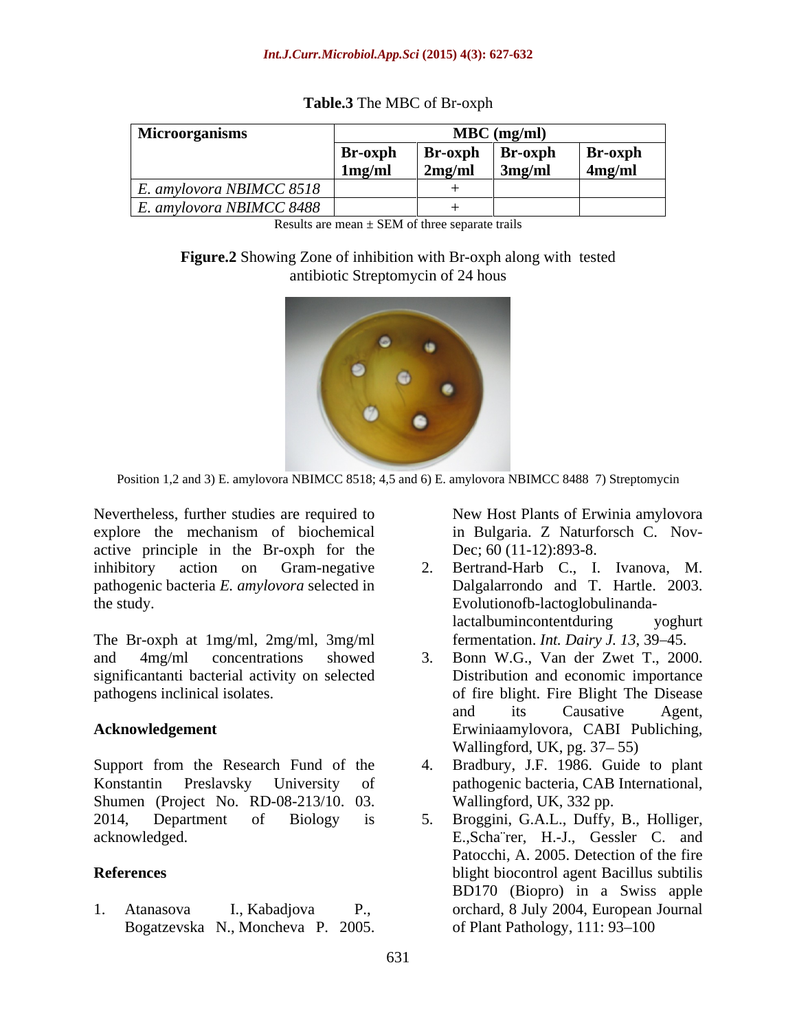**Table.3** The MBC of Br-oxph

| Microorganisms | MBC (mg/ml) | | | |
|---|---|---|---|---|
| | Br-oxph 1mg/ml | Br-oxph 2mg/ml | Br-oxph 3mg/ml | Br-oxph 4mg/ml |
| *E. amylovora NBIMCC 8518* | | + | | |
| *E. amylovora NBIMCC 8488* | | + | | |

Results are mean ± SEM of three separate trails

**Figure.2** Showing Zone of inhibition with Br-oxph along with tested antibiotic Streptomycin of 24 hous

Position 1,2 and 3) E. amylovora NBIMCC 8518; 4,5 and 6) E. amylovora NBIMCC 8488 7) Streptomycin

Nevertheless, further studies are required to explore the mechanism of biochemical active principle in the Br-oxph for the inhibitory action on Gram-negative pathogenic bacteria *E. amylovora* selected in the study.

The Br-oxph at 1mg/ml, 2mg/ml, 3mg/ml and 4mg/ml concentrations showed significantanti bacterial activity on selected pathogens inclinical isolates.

## Acknowledgement

Support from the Research Fund of the Konstantin Preslavsky University of Shumen (Project No. RD-08-213/10. 03. 2014, Department of Biology is acknowledged.

## References

1. Atanasova I., Kabadjova P., Bogatzevska N., Moncheva P. 2005. New Host Plants of Erwinia amylovora in Bulgaria. Z Naturforsch C. Nov-Dec; 60 (11-12):893-8.
2. Bertrand-Harb C., I. Ivanova, M. Dalgalarrondo and T. Hartle. 2003. Evolutionofb-lactoglobulinanda-lactalbumincontentduring yoghurt fermentation. *Int. Dairy J. 13*, 39–45.
3. Bonn W.G., Van der Zwet T., 2000. Distribution and economic importance of fire blight. Fire Blight The Disease and its Causative Agent, Erwiniaamylovora, CABI Publiching, Wallingford, UK, pg. 37– 55)
4. Bradbury, J.F. 1986. Guide to plant pathogenic bacteria, CAB International, Wallingford, UK, 332 pp.
5. Broggini, G.A.L., Duffy, B., Holliger, E.,Scha¨rer, H.-J., Gessler C. and Patocchi, A. 2005. Detection of the fire blight biocontrol agent Bacillus subtilis BD170 (Biopro) in a Swiss apple orchard, 8 July 2004, European Journal of Plant Pathology, 111: 93–100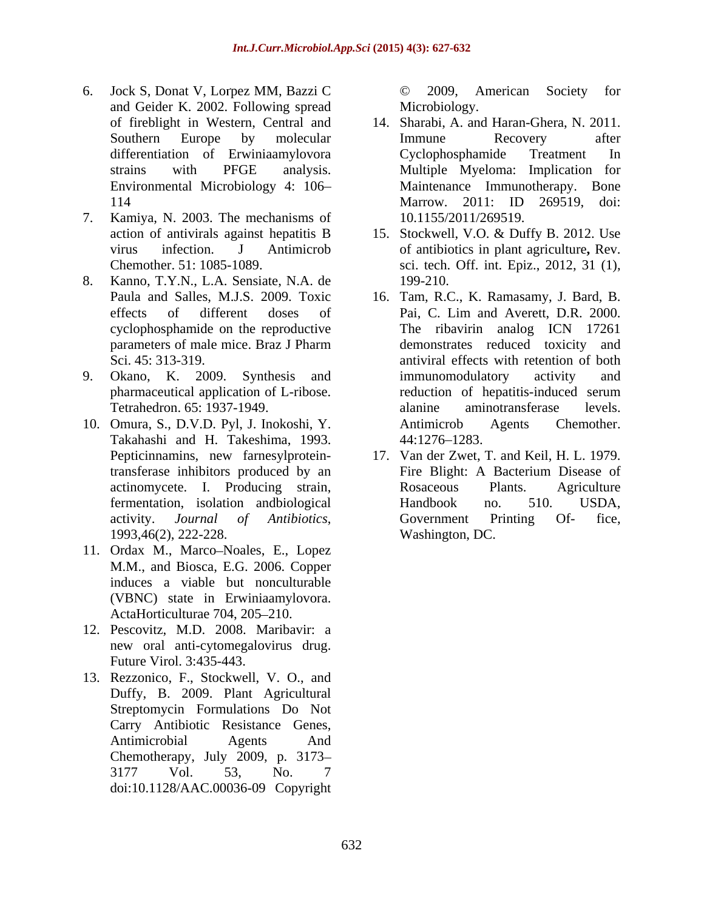6. Jock S, Donat V, Lorpez MM, Bazzi C and Geider K. 2002. Following spread of fireblight in Western, Central and Southern Europe by molecular differentiation of Erwiniaamylovora strains with PFGE analysis. Environmental Microbiology 4: 106–114
7. Kamiya, N. 2003. The mechanisms of action of antivirals against hepatitis B virus infection. J Antimicrob Chemother. 51: 1085-1089.
8. Kanno, T.Y.N., L.A. Sensiate, N.A. de Paula and Salles, M.J.S. 2009. Toxic effects of different doses of cyclophosphamide on the reproductive parameters of male mice. Braz J Pharm Sci. 45: 313-319.
9. Okano, K. 2009. Synthesis and pharmaceutical application of L-ribose. Tetrahedron. 65: 1937-1949.
10. Omura, S., D.V.D. Pyl, J. Inokoshi, Y. Takahashi and H. Takeshima, 1993. Pepticinnamins, new farnesylprotein-transferase inhibitors produced by an actinomycete. I. Producing strain, fermentation, isolation andbiological activity. *Journal of Antibiotics*, 1993,46(2), 222-228.
11. Ordax M., Marco–Noales, E., Lopez M.M., and Biosca, E.G. 2006. Copper induces a viable but nonculturable (VBNC) state in Erwiniaamylovora. ActaHorticulturae 704, 205–210.
12. Pescovitz, M.D. 2008. Maribavir: a new oral anti-cytomegalovirus drug. Future Virol. 3:435-443.
13. Rezzonico, F., Stockwell, V. O., and Duffy, B. 2009. Plant Agricultural Streptomycin Formulations Do Not Carry Antibiotic Resistance Genes, Antimicrobial Agents And Chemotherapy, July 2009, p. 3173–3177 Vol. 53, No. 7 doi:10.1128/AAC.00036-09 Copyright © 2009, American Society for Microbiology.
14. Sharabi, A. and Haran-Ghera, N. 2011. Immune Recovery after Cyclophosphamide Treatment In Multiple Myeloma: Implication for Maintenance Immunotherapy. Bone Marrow. 2011: ID 269519, doi: 10.1155/2011/269519.
15. Stockwell, V.O. & Duffy B. 2012. Use of antibiotics in plant agriculture**,** Rev. sci. tech. Off. int. Epiz., 2012, 31 (1), 199-210.
16. Tam, R.C., K. Ramasamy, J. Bard, B. Pai, C. Lim and Averett, D.R. 2000. The ribavirin analog ICN 17261 demonstrates reduced toxicity and antiviral effects with retention of both immunomodulatory activity and reduction of hepatitis-induced serum alanine aminotransferase levels. Antimicrob Agents Chemother. 44:1276–1283.
17. Van der Zwet, T. and Keil, H. L. 1979. Fire Blight: A Bacterium Disease of Rosaceous Plants. Agriculture Handbook no. 510. USDA, Government Printing Of- fice, Washington, DC.